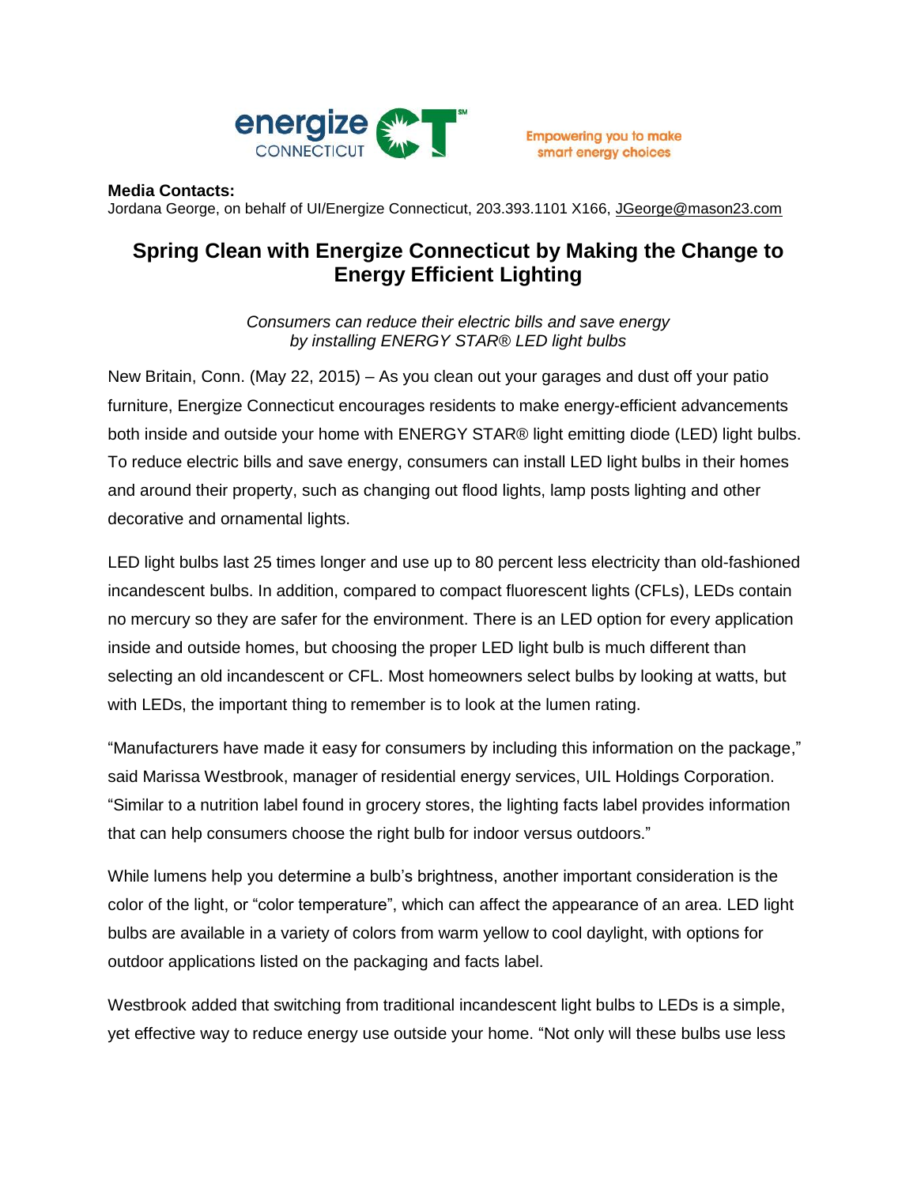energize CONNECTICUT CT[SM]

Empowering you to make smart energy choices

**Media Contacts:**
Jordana George, on behalf of UI/Energize Connecticut, 203.393.1101 X166, JGeorge@mason23.com

# Spring Clean with Energize Connecticut by Making the Change to Energy Efficient Lighting

*Consumers can reduce their electric bills and save energy by installing ENERGY STAR® LED light bulbs*

New Britain, Conn. (May 22, 2015) – As you clean out your garages and dust off your patio furniture, Energize Connecticut encourages residents to make energy-efficient advancements both inside and outside your home with ENERGY STAR® light emitting diode (LED) light bulbs. To reduce electric bills and save energy, consumers can install LED light bulbs in their homes and around their property, such as changing out flood lights, lamp posts lighting and other decorative and ornamental lights.

LED light bulbs last 25 times longer and use up to 80 percent less electricity than old-fashioned incandescent bulbs. In addition, compared to compact fluorescent lights (CFLs), LEDs contain no mercury so they are safer for the environment. There is an LED option for every application inside and outside homes, but choosing the proper LED light bulb is much different than selecting an old incandescent or CFL. Most homeowners select bulbs by looking at watts, but with LEDs, the important thing to remember is to look at the lumen rating.

“Manufacturers have made it easy for consumers by including this information on the package,” said Marissa Westbrook, manager of residential energy services, UIL Holdings Corporation. “Similar to a nutrition label found in grocery stores, the lighting facts label provides information that can help consumers choose the right bulb for indoor versus outdoors.”

While lumens help you determine a bulb’s brightness, another important consideration is the color of the light, or “color temperature”, which can affect the appearance of an area. LED light bulbs are available in a variety of colors from warm yellow to cool daylight, with options for outdoor applications listed on the packaging and facts label.

Westbrook added that switching from traditional incandescent light bulbs to LEDs is a simple, yet effective way to reduce energy use outside your home. “Not only will these bulbs use less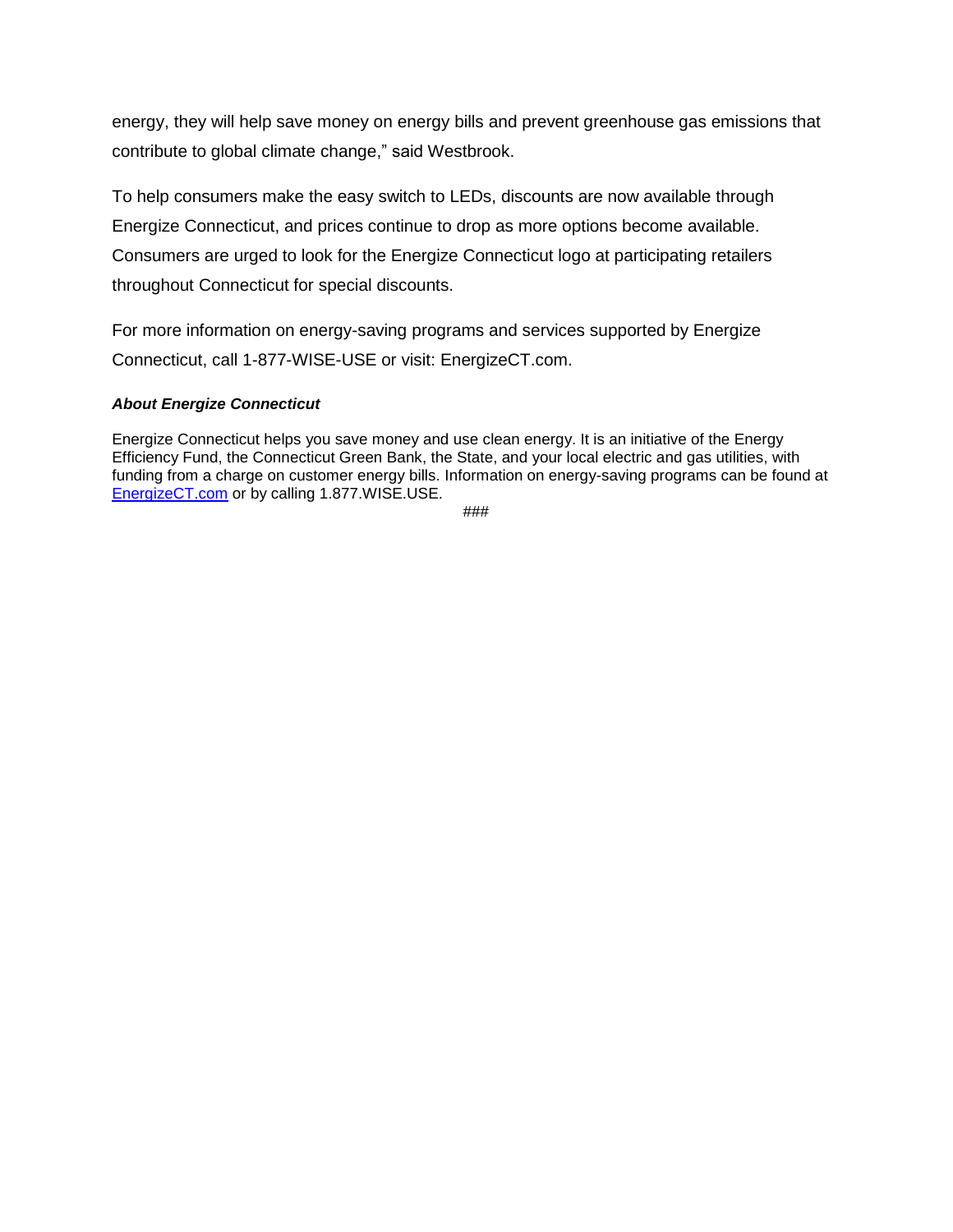energy, they will help save money on energy bills and prevent greenhouse gas emissions that contribute to global climate change," said Westbrook.

To help consumers make the easy switch to LEDs, discounts are now available through Energize Connecticut, and prices continue to drop as more options become available. Consumers are urged to look for the Energize Connecticut logo at participating retailers throughout Connecticut for special discounts.

For more information on energy-saving programs and services supported by Energize Connecticut, call 1-877-WISE-USE or visit: EnergizeCT.com.

***About Energize Connecticut***

Energize Connecticut helps you save money and use clean energy. It is an initiative of the Energy Efficiency Fund, the Connecticut Green Bank, the State, and your local electric and gas utilities, with funding from a charge on customer energy bills. Information on energy-saving programs can be found at [EnergizeCT.com](EnergizeCT.com) or by calling 1.877.WISE.USE.

###